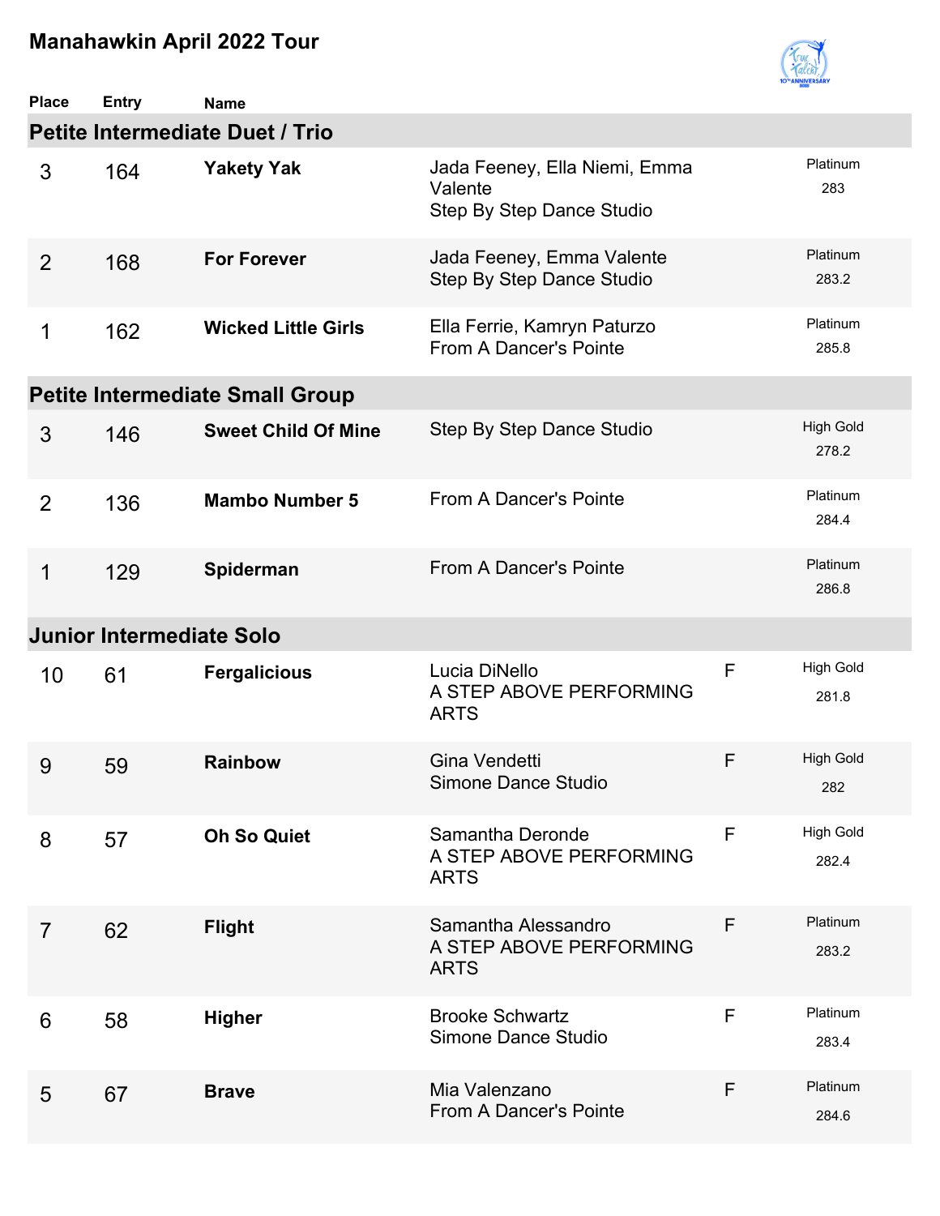# Manahawkin April 2022 Tour

| Place | Entry | Name | | | |
|---|---|---|---|---|---|
| **Petite Intermediate Duet / Trio** | | | | | |
| 3 | 164 | **Yakety Yak** | Jada Feeney, Ella Niemi, Emma Valente<br>Step By Step Dance Studio | | Platinum<br>283 |
| 2 | 168 | **For Forever** | Jada Feeney, Emma Valente<br>Step By Step Dance Studio | | Platinum<br>283.2 |
| 1 | 162 | **Wicked Little Girls** | Ella Ferrie, Kamryn Paturzo<br>From A Dancer's Pointe | | Platinum<br>285.8 |
| **Petite Intermediate Small Group** | | | | | |
| 3 | 146 | **Sweet Child Of Mine** | Step By Step Dance Studio | | High Gold<br>278.2 |
| 2 | 136 | **Mambo Number 5** | From A Dancer's Pointe | | Platinum<br>284.4 |
| 1 | 129 | **Spiderman** | From A Dancer's Pointe | | Platinum<br>286.8 |
| **Junior Intermediate Solo** | | | | | |
| 10 | 61 | **Fergalicious** | Lucia DiNello<br>A STEP ABOVE PERFORMING ARTS | F | High Gold<br>281.8 |
| 9 | 59 | **Rainbow** | Gina Vendetti<br>Simone Dance Studio | F | High Gold<br>282 |
| 8 | 57 | **Oh So Quiet** | Samantha Deronde<br>A STEP ABOVE PERFORMING ARTS | F | High Gold<br>282.4 |
| 7 | 62 | **Flight** | Samantha Alessandro<br>A STEP ABOVE PERFORMING ARTS | F | Platinum<br>283.2 |
| 6 | 58 | **Higher** | Brooke Schwartz<br>Simone Dance Studio | F | Platinum<br>283.4 |
| 5 | 67 | **Brave** | Mia Valenzano<br>From A Dancer's Pointe | F | Platinum<br>284.6 |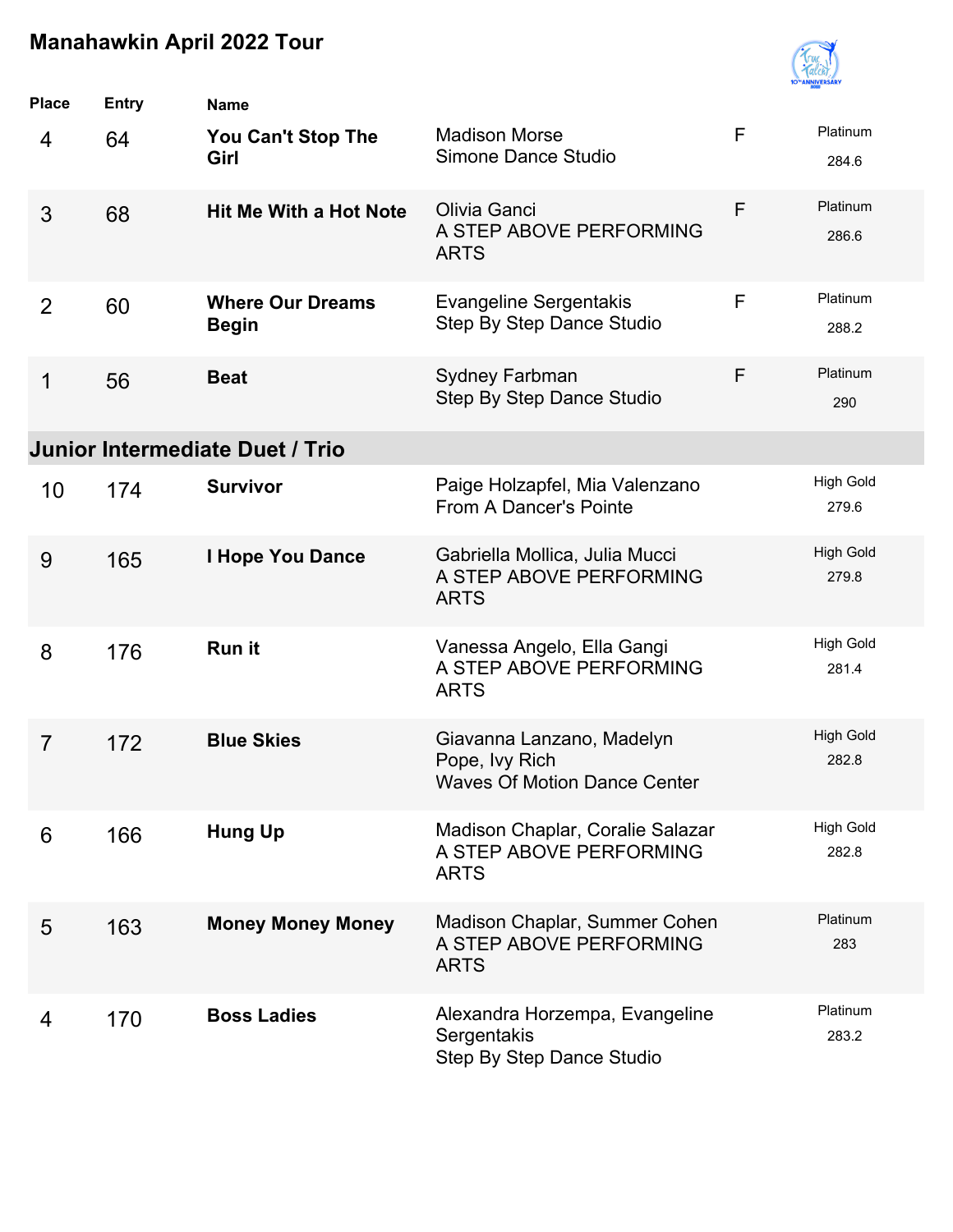# Manahawkin April 2022 Tour

| Place | Entry | Name | | | |
|---|---|---|---|---|---|
| 4 | 64 | **You Can't Stop The Girl** | Madison Morse<br>Simone Dance Studio | F | Platinum<br>284.6 |
| 3 | 68 | **Hit Me With a Hot Note** | Olivia Ganci<br>A STEP ABOVE PERFORMING ARTS | F | Platinum<br>286.6 |
| 2 | 60 | **Where Our Dreams Begin** | Evangeline Sergentakis<br>Step By Step Dance Studio | F | Platinum<br>288.2 |
| 1 | 56 | **Beat** | Sydney Farbman<br>Step By Step Dance Studio | F | Platinum<br>290 |

## Junior Intermediate Duet / Trio

| Place | Entry | Name | | | |
|---|---|---|---|---|---|
| 10 | 174 | **Survivor** | Paige Holzapfel, Mia Valenzano<br>From A Dancer's Pointe | | High Gold<br>279.6 |
| 9 | 165 | **I Hope You Dance** | Gabriella Mollica, Julia Mucci<br>A STEP ABOVE PERFORMING ARTS | | High Gold<br>279.8 |
| 8 | 176 | **Run it** | Vanessa Angelo, Ella Gangi<br>A STEP ABOVE PERFORMING ARTS | | High Gold<br>281.4 |
| 7 | 172 | **Blue Skies** | Giavanna Lanzano, Madelyn Pope, Ivy Rich<br>Waves Of Motion Dance Center | | High Gold<br>282.8 |
| 6 | 166 | **Hung Up** | Madison Chaplar, Coralie Salazar<br>A STEP ABOVE PERFORMING ARTS | | High Gold<br>282.8 |
| 5 | 163 | **Money Money Money** | Madison Chaplar, Summer Cohen<br>A STEP ABOVE PERFORMING ARTS | | Platinum<br>283 |
| 4 | 170 | **Boss Ladies** | Alexandra Horzempa, Evangeline Sergentakis<br>Step By Step Dance Studio | | Platinum<br>283.2 |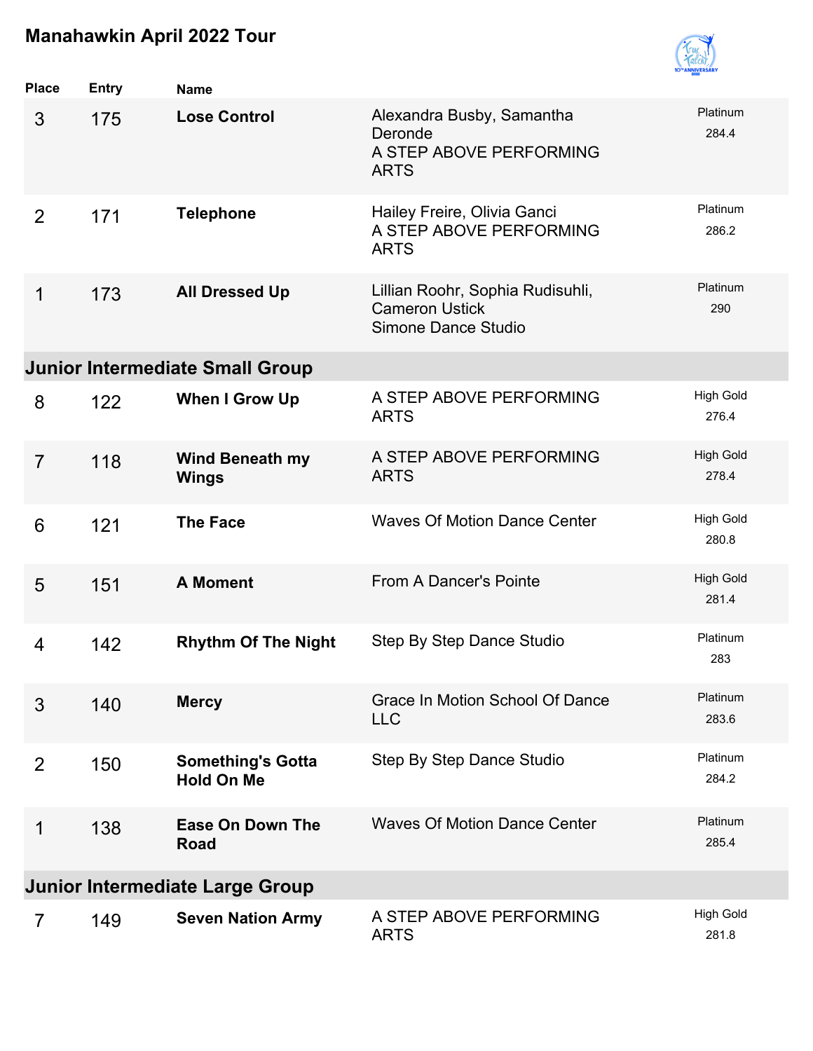## Manahawkin April 2022 Tour

| Place | Entry | Name | | |
|---|---|---|---|---|
| 3 | 175 | **Lose Control** | Alexandra Busby, Samantha Deronde<br>A STEP ABOVE PERFORMING ARTS | Platinum<br>284.4 |
| 2 | 171 | **Telephone** | Hailey Freire, Olivia Ganci<br>A STEP ABOVE PERFORMING ARTS | Platinum<br>286.2 |
| 1 | 173 | **All Dressed Up** | Lillian Roohr, Sophia Rudisuhli, Cameron Ustick<br>Simone Dance Studio | Platinum<br>290 |

### Junior Intermediate Small Group

| Place | Entry | Name | | |
|---|---|---|---|---|
| 8 | 122 | **When I Grow Up** | A STEP ABOVE PERFORMING ARTS | High Gold<br>276.4 |
| 7 | 118 | **Wind Beneath my Wings** | A STEP ABOVE PERFORMING ARTS | High Gold<br>278.4 |
| 6 | 121 | **The Face** | Waves Of Motion Dance Center | High Gold<br>280.8 |
| 5 | 151 | **A Moment** | From A Dancer's Pointe | High Gold<br>281.4 |
| 4 | 142 | **Rhythm Of The Night** | Step By Step Dance Studio | Platinum<br>283 |
| 3 | 140 | **Mercy** | Grace In Motion School Of Dance LLC | Platinum<br>283.6 |
| 2 | 150 | **Something's Gotta Hold On Me** | Step By Step Dance Studio | Platinum<br>284.2 |
| 1 | 138 | **Ease On Down The Road** | Waves Of Motion Dance Center | Platinum<br>285.4 |

### Junior Intermediate Large Group

| Place | Entry | Name | | |
|---|---|---|---|---|
| 7 | 149 | **Seven Nation Army** | A STEP ABOVE PERFORMING ARTS | High Gold<br>281.8 |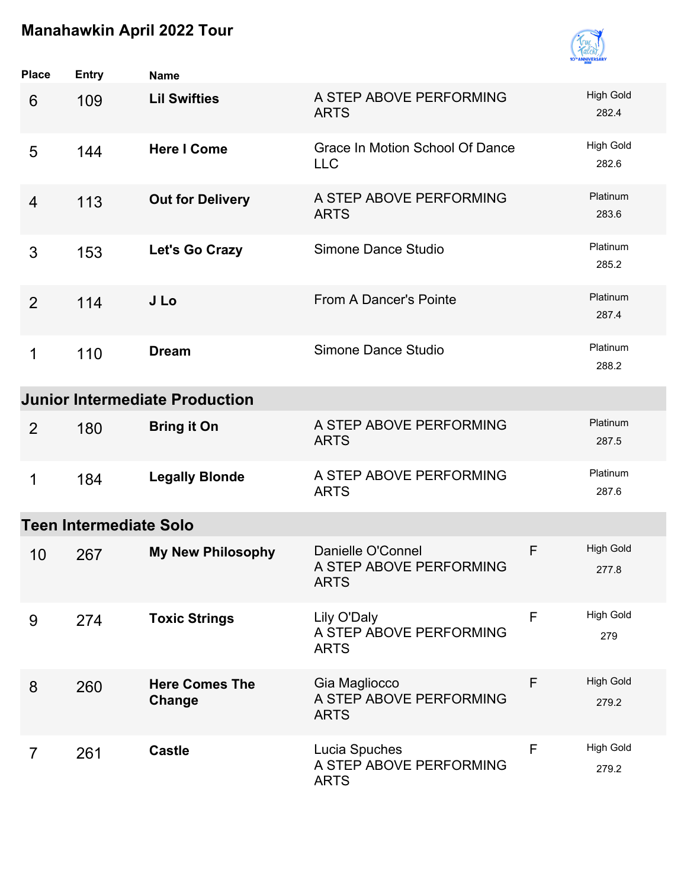## Manahawkin April 2022 Tour

| Place | Entry | Name | | | |
|---|---|---|---|---|---|
| 6 | 109 | **Lil Swifties** | A STEP ABOVE PERFORMING ARTS | | High Gold 282.4 |
| 5 | 144 | **Here I Come** | Grace In Motion School Of Dance LLC | | High Gold 282.6 |
| 4 | 113 | **Out for Delivery** | A STEP ABOVE PERFORMING ARTS | | Platinum 283.6 |
| 3 | 153 | **Let's Go Crazy** | Simone Dance Studio | | Platinum 285.2 |
| 2 | 114 | **J Lo** | From A Dancer's Pointe | | Platinum 287.4 |
| 1 | 110 | **Dream** | Simone Dance Studio | | Platinum 288.2 |

### Junior Intermediate Production

| Place | Entry | Name | | | |
|---|---|---|---|---|---|
| 2 | 180 | **Bring it On** | A STEP ABOVE PERFORMING ARTS | | Platinum 287.5 |
| 1 | 184 | **Legally Blonde** | A STEP ABOVE PERFORMING ARTS | | Platinum 287.6 |

### Teen Intermediate Solo

| Place | Entry | Name | | | |
|---|---|---|---|---|---|
| 10 | 267 | **My New Philosophy** | Danielle O'Connel A STEP ABOVE PERFORMING ARTS | F | High Gold 277.8 |
| 9 | 274 | **Toxic Strings** | Lily O'Daly A STEP ABOVE PERFORMING ARTS | F | High Gold 279 |
| 8 | 260 | **Here Comes The Change** | Gia Magliocco A STEP ABOVE PERFORMING ARTS | F | High Gold 279.2 |
| 7 | 261 | **Castle** | Lucia Spuches A STEP ABOVE PERFORMING ARTS | F | High Gold 279.2 |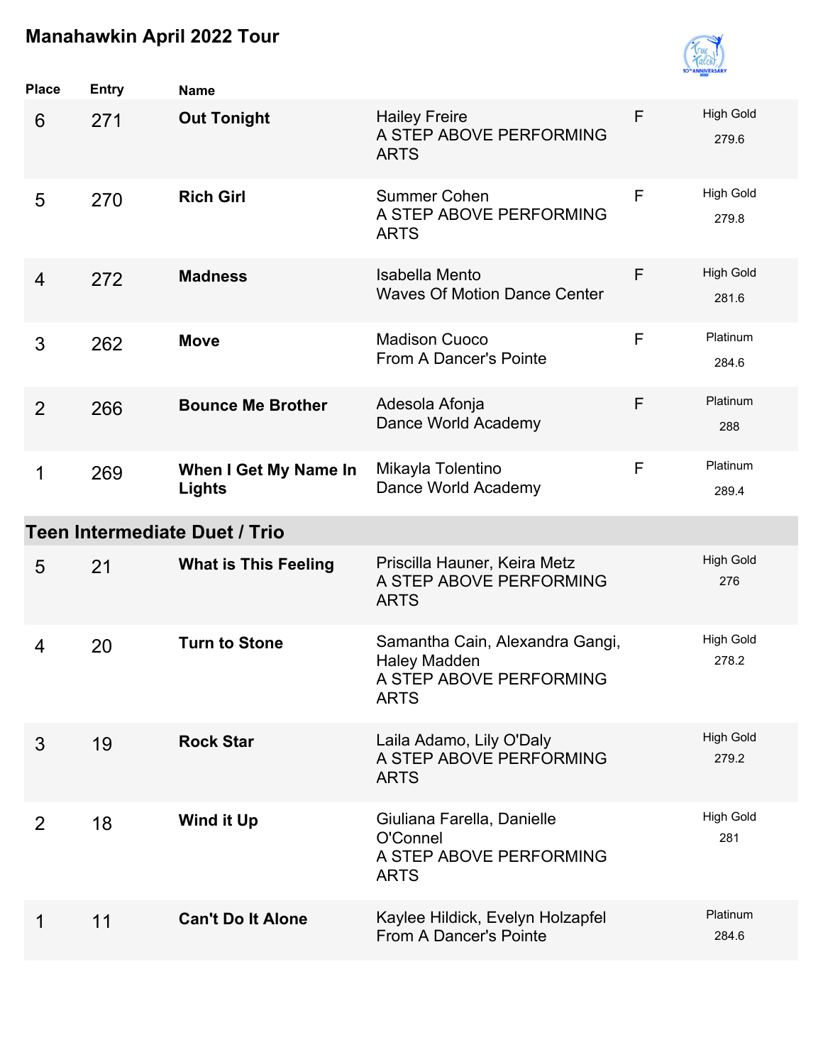# Manahawkin April 2022 Tour

| Place | Entry | Name | | | |
|---|---|---|---|---|---|
| 6 | 271 | **Out Tonight** | Hailey Freire<br>A STEP ABOVE PERFORMING ARTS | F | High Gold<br>279.6 |
| 5 | 270 | **Rich Girl** | Summer Cohen<br>A STEP ABOVE PERFORMING ARTS | F | High Gold<br>279.8 |
| 4 | 272 | **Madness** | Isabella Mento<br>Waves Of Motion Dance Center | F | High Gold<br>281.6 |
| 3 | 262 | **Move** | Madison Cuoco<br>From A Dancer's Pointe | F | Platinum<br>284.6 |
| 2 | 266 | **Bounce Me Brother** | Adesola Afonja<br>Dance World Academy | F | Platinum<br>288 |
| 1 | 269 | **When I Get My Name In Lights** | Mikayla Tolentino<br>Dance World Academy | F | Platinum<br>289.4 |

## Teen Intermediate Duet / Trio

| Place | Entry | Name | | | |
|---|---|---|---|---|---|
| 5 | 21 | **What is This Feeling** | Priscilla Hauner, Keira Metz<br>A STEP ABOVE PERFORMING ARTS | | High Gold<br>276 |
| 4 | 20 | **Turn to Stone** | Samantha Cain, Alexandra Gangi, Haley Madden<br>A STEP ABOVE PERFORMING ARTS | | High Gold<br>278.2 |
| 3 | 19 | **Rock Star** | Laila Adamo, Lily O'Daly<br>A STEP ABOVE PERFORMING ARTS | | High Gold<br>279.2 |
| 2 | 18 | **Wind it Up** | Giuliana Farella, Danielle O'Connel<br>A STEP ABOVE PERFORMING ARTS | | High Gold<br>281 |
| 1 | 11 | **Can't Do It Alone** | Kaylee Hildick, Evelyn Holzapfel<br>From A Dancer's Pointe | | Platinum<br>284.6 |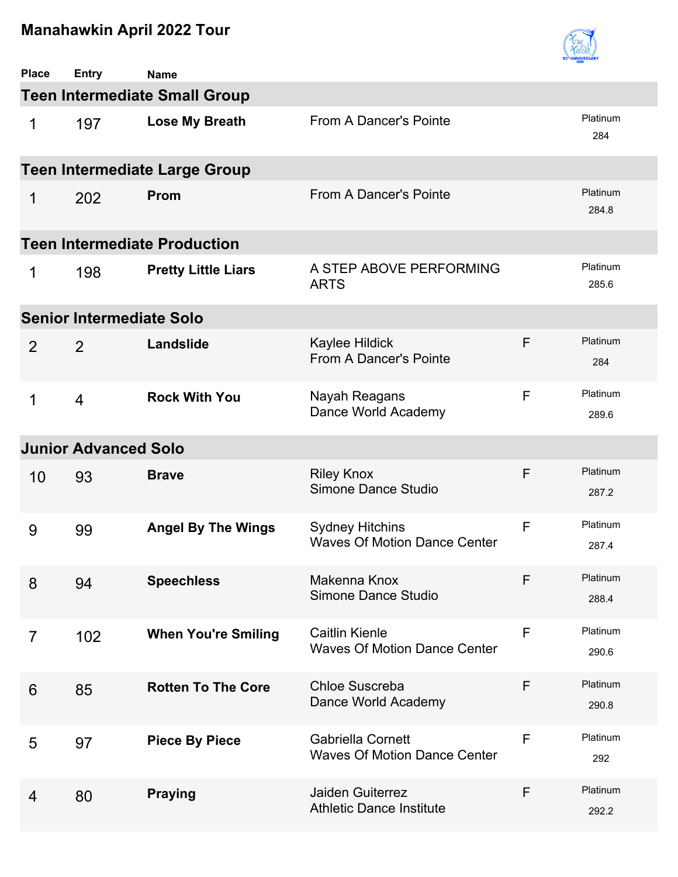# Manahawkin April 2022 Tour

| Place | Entry | Name | | | |
|---|---|---|---|---|---|
| **Teen Intermediate Small Group** | | | | | |
| 1 | 197 | **Lose My Breath** | From A Dancer's Pointe | | Platinum 284 |
| **Teen Intermediate Large Group** | | | | | |
| 1 | 202 | **Prom** | From A Dancer's Pointe | | Platinum 284.8 |
| **Teen Intermediate Production** | | | | | |
| 1 | 198 | **Pretty Little Liars** | A STEP ABOVE PERFORMING ARTS | | Platinum 285.6 |
| **Senior Intermediate Solo** | | | | | |
| 2 | 2 | **Landslide** | Kaylee Hildick From A Dancer's Pointe | F | Platinum 284 |
| 1 | 4 | **Rock With You** | Nayah Reagans Dance World Academy | F | Platinum 289.6 |
| **Junior Advanced Solo** | | | | | |
| 10 | 93 | **Brave** | Riley Knox Simone Dance Studio | F | Platinum 287.2 |
| 9 | 99 | **Angel By The Wings** | Sydney Hitchins Waves Of Motion Dance Center | F | Platinum 287.4 |
| 8 | 94 | **Speechless** | Makenna Knox Simone Dance Studio | F | Platinum 288.4 |
| 7 | 102 | **When You're Smiling** | Caitlin Kienle Waves Of Motion Dance Center | F | Platinum 290.6 |
| 6 | 85 | **Rotten To The Core** | Chloe Suscreba Dance World Academy | F | Platinum 290.8 |
| 5 | 97 | **Piece By Piece** | Gabriella Cornett Waves Of Motion Dance Center | F | Platinum 292 |
| 4 | 80 | **Praying** | Jaiden Guiterrez Athletic Dance Institute | F | Platinum 292.2 |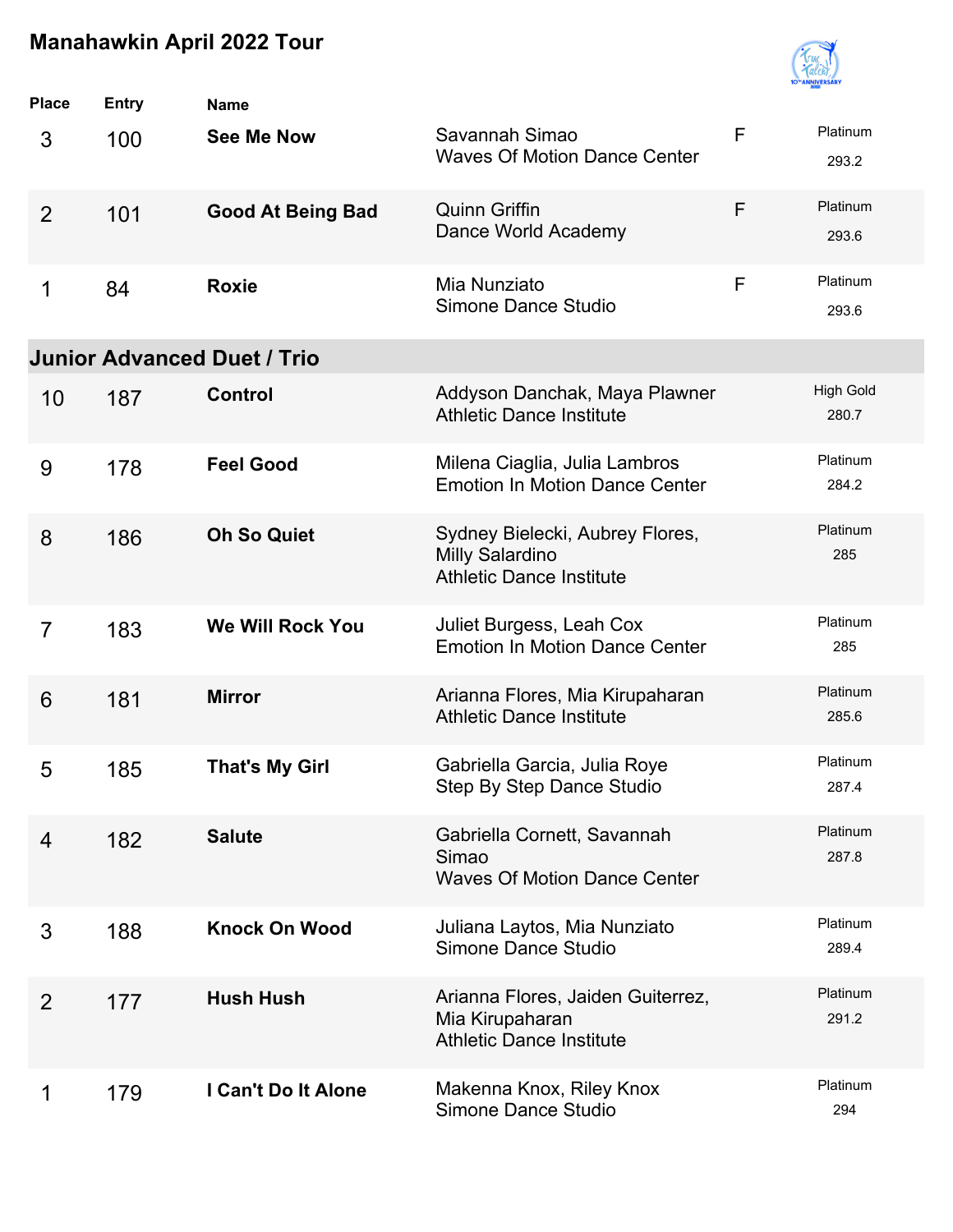# Manahawkin April 2022 Tour

| Place | Entry | Name | | | |
|---|---|---|---|---|---|
| 3 | 100 | **See Me Now** | Savannah Simao<br>Waves Of Motion Dance Center | F | Platinum<br>293.2 |
| 2 | 101 | **Good At Being Bad** | Quinn Griffin<br>Dance World Academy | F | Platinum<br>293.6 |
| 1 | 84 | **Roxie** | Mia Nunziato<br>Simone Dance Studio | F | Platinum<br>293.6 |

## Junior Advanced Duet / Trio

| Place | Entry | Name | | | |
|---|---|---|---|---|---|
| 10 | 187 | **Control** | Addyson Danchak, Maya Plawner<br>Athletic Dance Institute | | High Gold<br>280.7 |
| 9 | 178 | **Feel Good** | Milena Ciaglia, Julia Lambros<br>Emotion In Motion Dance Center | | Platinum<br>284.2 |
| 8 | 186 | **Oh So Quiet** | Sydney Bielecki, Aubrey Flores, Milly Salardino<br>Athletic Dance Institute | | Platinum<br>285 |
| 7 | 183 | **We Will Rock You** | Juliet Burgess, Leah Cox<br>Emotion In Motion Dance Center | | Platinum<br>285 |
| 6 | 181 | **Mirror** | Arianna Flores, Mia Kirupaharan<br>Athletic Dance Institute | | Platinum<br>285.6 |
| 5 | 185 | **That's My Girl** | Gabriella Garcia, Julia Roye<br>Step By Step Dance Studio | | Platinum<br>287.4 |
| 4 | 182 | **Salute** | Gabriella Cornett, Savannah Simao<br>Waves Of Motion Dance Center | | Platinum<br>287.8 |
| 3 | 188 | **Knock On Wood** | Juliana Laytos, Mia Nunziato<br>Simone Dance Studio | | Platinum<br>289.4 |
| 2 | 177 | **Hush Hush** | Arianna Flores, Jaiden Guiterrez, Mia Kirupaharan<br>Athletic Dance Institute | | Platinum<br>291.2 |
| 1 | 179 | **I Can't Do It Alone** | Makenna Knox, Riley Knox<br>Simone Dance Studio | | Platinum<br>294 |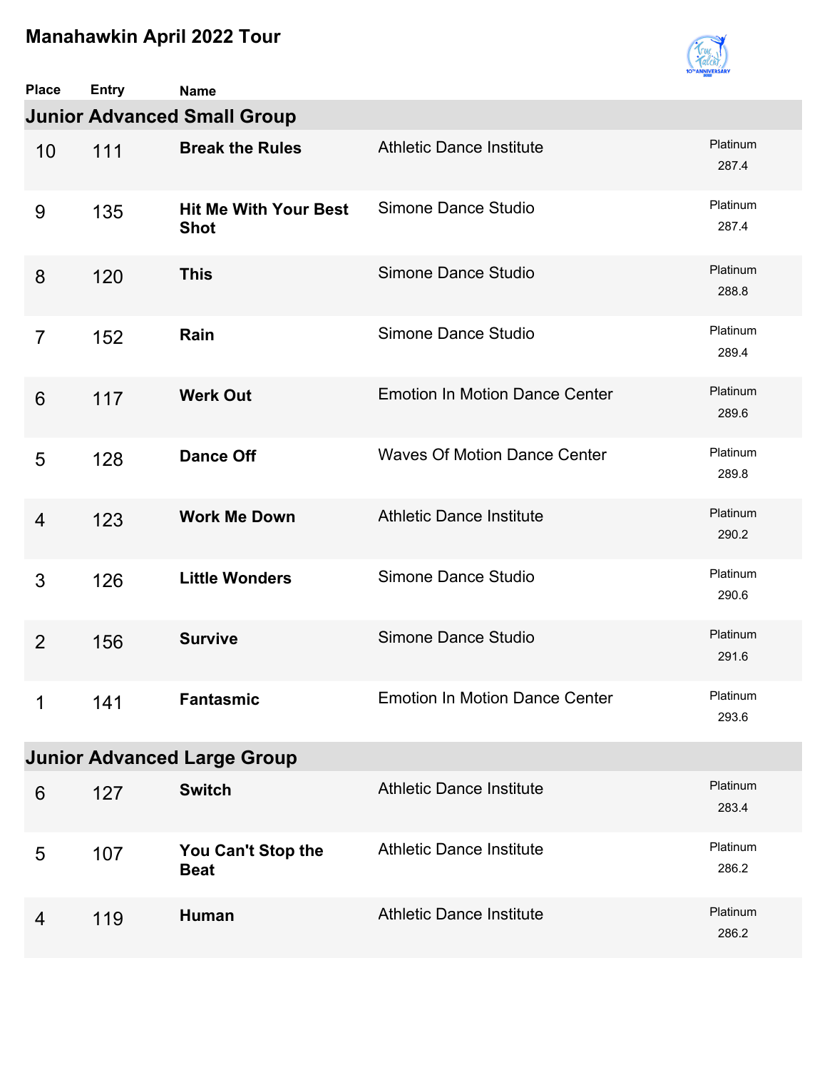# Manahawkin April 2022 Tour

## Junior Advanced Small Group

| Place | Entry | Name | | |
|---|---|---|---|---|
| 10 | 111 | **Break the Rules** | Athletic Dance Institute | Platinum 287.4 |
| 9 | 135 | **Hit Me With Your Best Shot** | Simone Dance Studio | Platinum 287.4 |
| 8 | 120 | **This** | Simone Dance Studio | Platinum 288.8 |
| 7 | 152 | **Rain** | Simone Dance Studio | Platinum 289.4 |
| 6 | 117 | **Werk Out** | Emotion In Motion Dance Center | Platinum 289.6 |
| 5 | 128 | **Dance Off** | Waves Of Motion Dance Center | Platinum 289.8 |
| 4 | 123 | **Work Me Down** | Athletic Dance Institute | Platinum 290.2 |
| 3 | 126 | **Little Wonders** | Simone Dance Studio | Platinum 290.6 |
| 2 | 156 | **Survive** | Simone Dance Studio | Platinum 291.6 |
| 1 | 141 | **Fantasmic** | Emotion In Motion Dance Center | Platinum 293.6 |

## Junior Advanced Large Group

| Place | Entry | Name | | |
|---|---|---|---|---|
| 6 | 127 | **Switch** | Athletic Dance Institute | Platinum 283.4 |
| 5 | 107 | **You Can't Stop the Beat** | Athletic Dance Institute | Platinum 286.2 |
| 4 | 119 | **Human** | Athletic Dance Institute | Platinum 286.2 |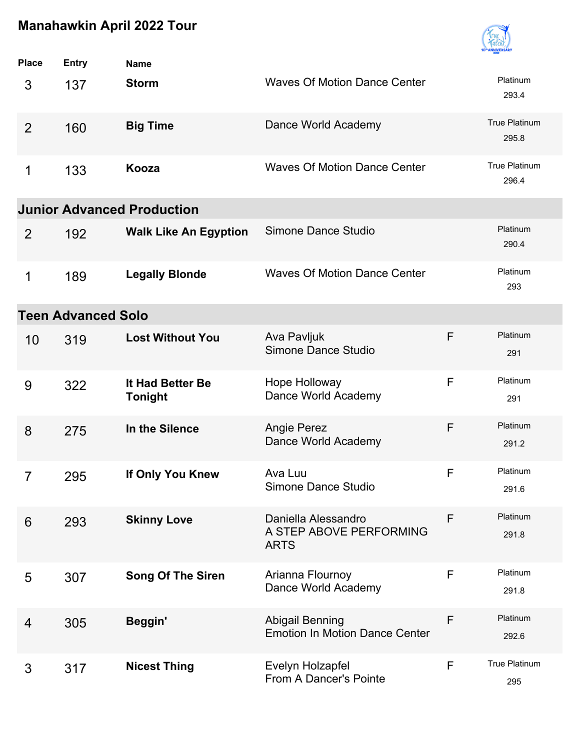## Manahawkin April 2022 Tour

| Place | Entry | Name | | | |
|---|---|---|---|---|---|
| 3 | 137 | **Storm** | Waves Of Motion Dance Center | | Platinum 293.4 |
| 2 | 160 | **Big Time** | Dance World Academy | | True Platinum 295.8 |
| 1 | 133 | **Kooza** | Waves Of Motion Dance Center | | True Platinum 296.4 |

### Junior Advanced Production

| Place | Entry | Name | | | |
|---|---|---|---|---|---|
| 2 | 192 | **Walk Like An Egyption** | Simone Dance Studio | | Platinum 290.4 |
| 1 | 189 | **Legally Blonde** | Waves Of Motion Dance Center | | Platinum 293 |

### Teen Advanced Solo

| Place | Entry | Name | | | |
|---|---|---|---|---|---|
| 10 | 319 | **Lost Without You** | Ava Pavljuk<br>Simone Dance Studio | F | Platinum 291 |
| 9 | 322 | **It Had Better Be Tonight** | Hope Holloway<br>Dance World Academy | F | Platinum 291 |
| 8 | 275 | **In the Silence** | Angie Perez<br>Dance World Academy | F | Platinum 291.2 |
| 7 | 295 | **If Only You Knew** | Ava Luu<br>Simone Dance Studio | F | Platinum 291.6 |
| 6 | 293 | **Skinny Love** | Daniella Alessandro<br>A STEP ABOVE PERFORMING ARTS | F | Platinum 291.8 |
| 5 | 307 | **Song Of The Siren** | Arianna Flournoy<br>Dance World Academy | F | Platinum 291.8 |
| 4 | 305 | **Beggin'** | Abigail Benning<br>Emotion In Motion Dance Center | F | Platinum 292.6 |
| 3 | 317 | **Nicest Thing** | Evelyn Holzapfel<br>From A Dancer's Pointe | F | True Platinum 295 |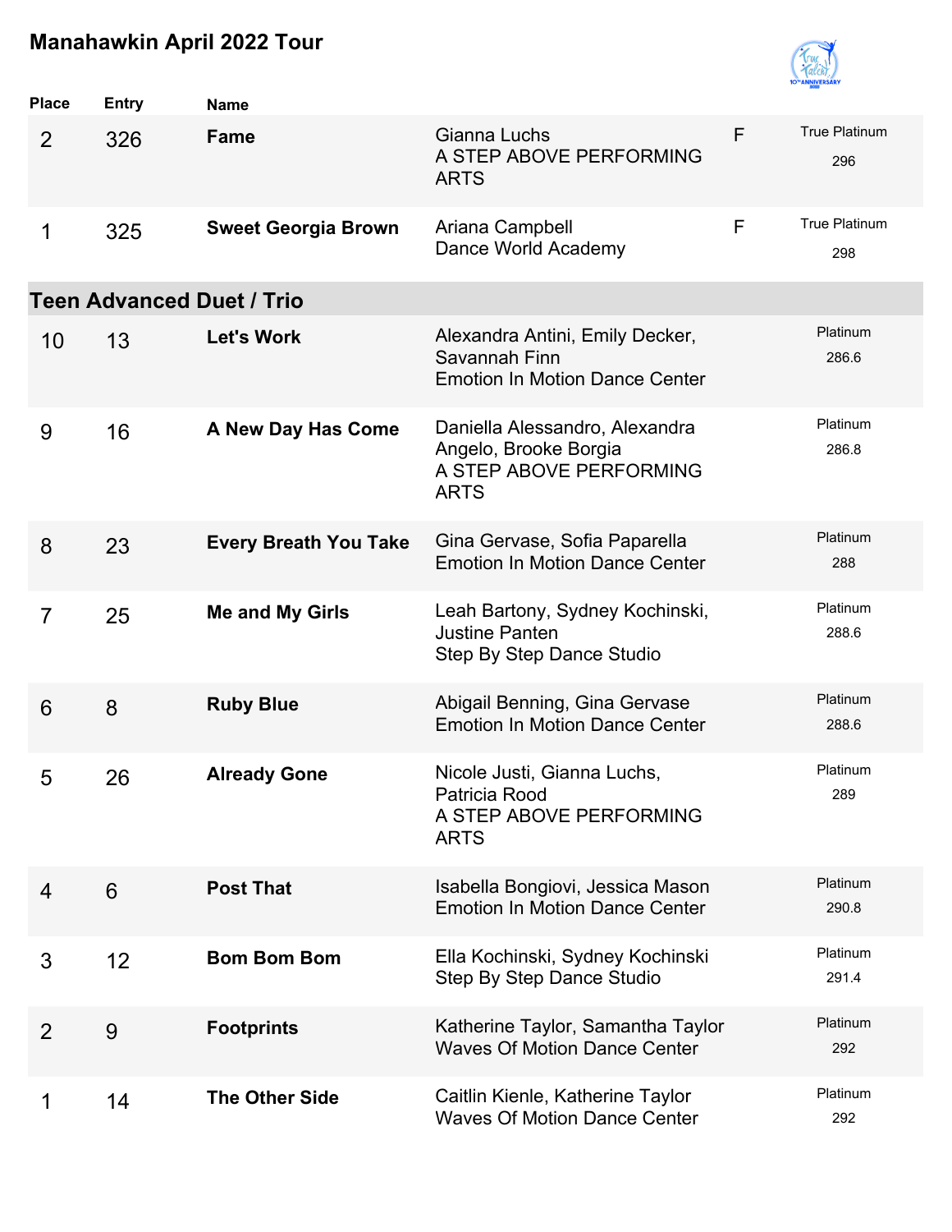# Manahawkin April 2022 Tour

| Place | Entry | Name | | | |
|---|---|---|---|---|---|
| 2 | 326 | **Fame** | Gianna Luchs<br>A STEP ABOVE PERFORMING ARTS | F | True Platinum<br>296 |
| 1 | 325 | **Sweet Georgia Brown** | Ariana Campbell<br>Dance World Academy | F | True Platinum<br>298 |

## Teen Advanced Duet / Trio

| Place | Entry | Name | | | |
|---|---|---|---|---|---|
| 10 | 13 | **Let's Work** | Alexandra Antini, Emily Decker, Savannah Finn<br>Emotion In Motion Dance Center | | Platinum<br>286.6 |
| 9 | 16 | **A New Day Has Come** | Daniella Alessandro, Alexandra Angelo, Brooke Borgia<br>A STEP ABOVE PERFORMING ARTS | | Platinum<br>286.8 |
| 8 | 23 | **Every Breath You Take** | Gina Gervase, Sofia Paparella<br>Emotion In Motion Dance Center | | Platinum<br>288 |
| 7 | 25 | **Me and My Girls** | Leah Bartony, Sydney Kochinski, Justine Panten<br>Step By Step Dance Studio | | Platinum<br>288.6 |
| 6 | 8 | **Ruby Blue** | Abigail Benning, Gina Gervase<br>Emotion In Motion Dance Center | | Platinum<br>288.6 |
| 5 | 26 | **Already Gone** | Nicole Justi, Gianna Luchs, Patricia Rood<br>A STEP ABOVE PERFORMING ARTS | | Platinum<br>289 |
| 4 | 6 | **Post That** | Isabella Bongiovi, Jessica Mason<br>Emotion In Motion Dance Center | | Platinum<br>290.8 |
| 3 | 12 | **Bom Bom Bom** | Ella Kochinski, Sydney Kochinski<br>Step By Step Dance Studio | | Platinum<br>291.4 |
| 2 | 9 | **Footprints** | Katherine Taylor, Samantha Taylor<br>Waves Of Motion Dance Center | | Platinum<br>292 |
| 1 | 14 | **The Other Side** | Caitlin Kienle, Katherine Taylor<br>Waves Of Motion Dance Center | | Platinum<br>292 |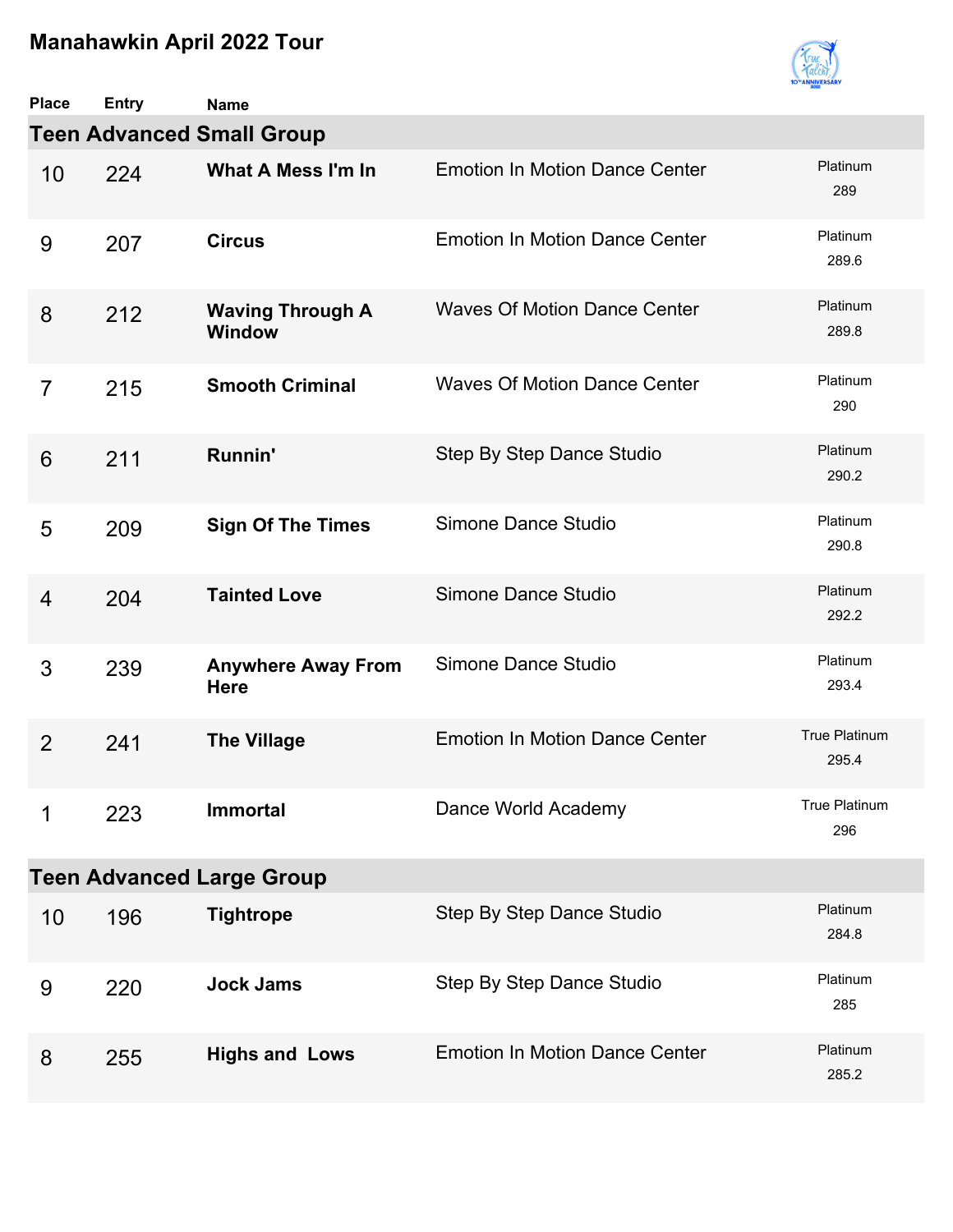# Manahawkin April 2022 Tour

| Place | Entry | Name | | |
|---|---|---|---|---|
| **Teen Advanced Small Group** | | | | |
| 10 | 224 | **What A Mess I'm In** | Emotion In Motion Dance Center | Platinum 289 |
| 9 | 207 | **Circus** | Emotion In Motion Dance Center | Platinum 289.6 |
| 8 | 212 | **Waving Through A Window** | Waves Of Motion Dance Center | Platinum 289.8 |
| 7 | 215 | **Smooth Criminal** | Waves Of Motion Dance Center | Platinum 290 |
| 6 | 211 | **Runnin'** | Step By Step Dance Studio | Platinum 290.2 |
| 5 | 209 | **Sign Of The Times** | Simone Dance Studio | Platinum 290.8 |
| 4 | 204 | **Tainted Love** | Simone Dance Studio | Platinum 292.2 |
| 3 | 239 | **Anywhere Away From Here** | Simone Dance Studio | Platinum 293.4 |
| 2 | 241 | **The Village** | Emotion In Motion Dance Center | True Platinum 295.4 |
| 1 | 223 | **Immortal** | Dance World Academy | True Platinum 296 |
| **Teen Advanced Large Group** | | | | |
| 10 | 196 | **Tightrope** | Step By Step Dance Studio | Platinum 284.8 |
| 9 | 220 | **Jock Jams** | Step By Step Dance Studio | Platinum 285 |
| 8 | 255 | **Highs and Lows** | Emotion In Motion Dance Center | Platinum 285.2 |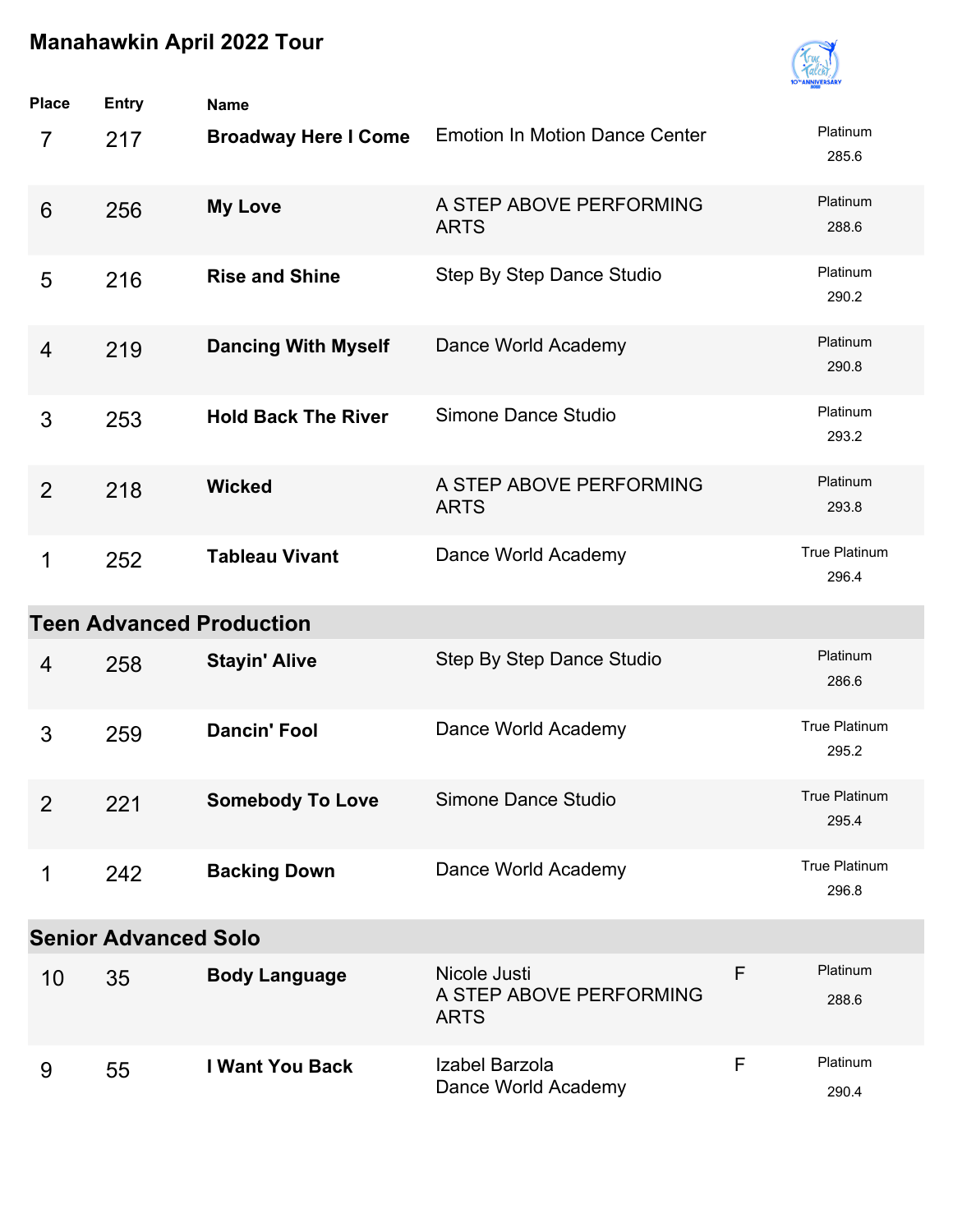## Manahawkin April 2022 Tour

| Place | Entry | Name | | | |
|---|---|---|---|---|---|
| 7 | 217 | **Broadway Here I Come** | Emotion In Motion Dance Center | | Platinum 285.6 |
| 6 | 256 | **My Love** | A STEP ABOVE PERFORMING ARTS | | Platinum 288.6 |
| 5 | 216 | **Rise and Shine** | Step By Step Dance Studio | | Platinum 290.2 |
| 4 | 219 | **Dancing With Myself** | Dance World Academy | | Platinum 290.8 |
| 3 | 253 | **Hold Back The River** | Simone Dance Studio | | Platinum 293.2 |
| 2 | 218 | **Wicked** | A STEP ABOVE PERFORMING ARTS | | Platinum 293.8 |
| 1 | 252 | **Tableau Vivant** | Dance World Academy | | True Platinum 296.4 |

### Teen Advanced Production

| Place | Entry | Name | | | |
|---|---|---|---|---|---|
| 4 | 258 | **Stayin' Alive** | Step By Step Dance Studio | | Platinum 286.6 |
| 3 | 259 | **Dancin' Fool** | Dance World Academy | | True Platinum 295.2 |
| 2 | 221 | **Somebody To Love** | Simone Dance Studio | | True Platinum 295.4 |
| 1 | 242 | **Backing Down** | Dance World Academy | | True Platinum 296.8 |

### Senior Advanced Solo

| Place | Entry | Name | | | |
|---|---|---|---|---|---|
| 10 | 35 | **Body Language** | Nicole Justi<br>A STEP ABOVE PERFORMING ARTS | F | Platinum 288.6 |
| 9 | 55 | **I Want You Back** | Izabel Barzola<br>Dance World Academy | F | Platinum 290.4 |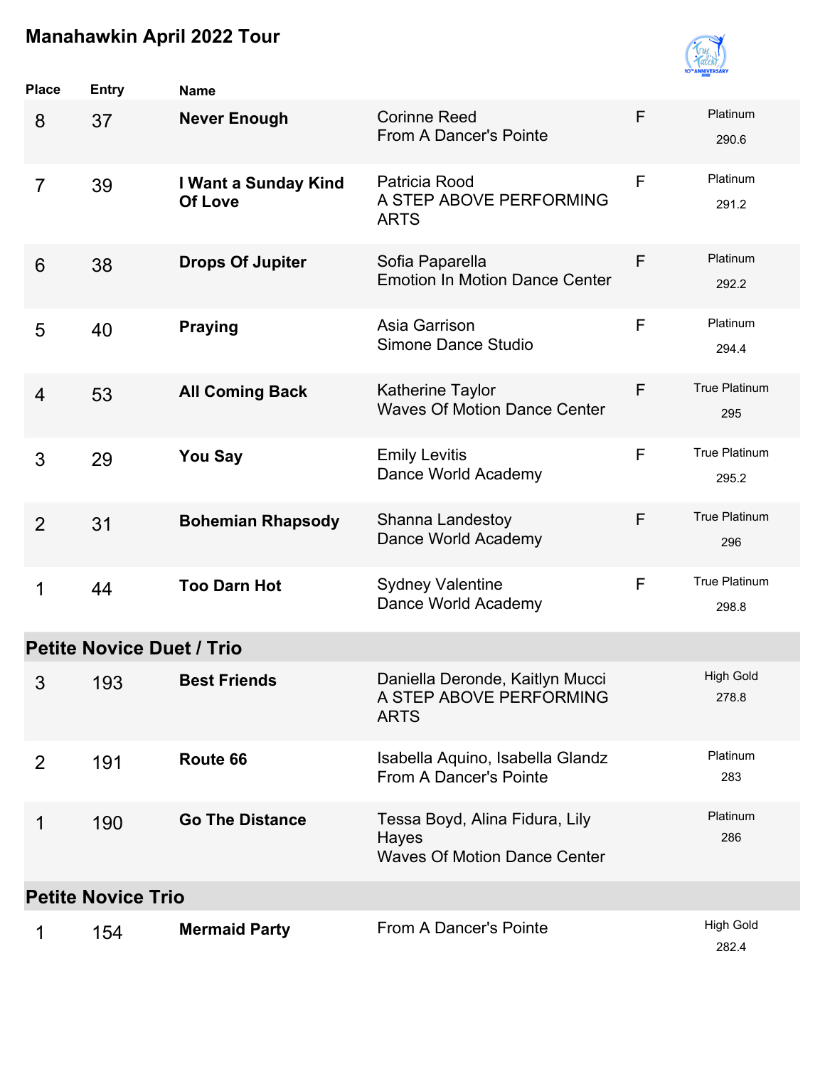## Manahawkin April 2022 Tour

| Place | Entry | Name | | | |
|---|---|---|---|---|---|
| 8 | 37 | **Never Enough** | Corinne Reed<br>From A Dancer's Pointe | F | Platinum<br>290.6 |
| 7 | 39 | **I Want a Sunday Kind Of Love** | Patricia Rood<br>A STEP ABOVE PERFORMING ARTS | F | Platinum<br>291.2 |
| 6 | 38 | **Drops Of Jupiter** | Sofia Paparella<br>Emotion In Motion Dance Center | F | Platinum<br>292.2 |
| 5 | 40 | **Praying** | Asia Garrison<br>Simone Dance Studio | F | Platinum<br>294.4 |
| 4 | 53 | **All Coming Back** | Katherine Taylor<br>Waves Of Motion Dance Center | F | True Platinum<br>295 |
| 3 | 29 | **You Say** | Emily Levitis<br>Dance World Academy | F | True Platinum<br>295.2 |
| 2 | 31 | **Bohemian Rhapsody** | Shanna Landestoy<br>Dance World Academy | F | True Platinum<br>296 |
| 1 | 44 | **Too Darn Hot** | Sydney Valentine<br>Dance World Academy | F | True Platinum<br>298.8 |

### Petite Novice Duet / Trio

| Place | Entry | Name | | | |
|---|---|---|---|---|---|
| 3 | 193 | **Best Friends** | Daniella Deronde, Kaitlyn Mucci<br>A STEP ABOVE PERFORMING ARTS | | High Gold<br>278.8 |
| 2 | 191 | **Route 66** | Isabella Aquino, Isabella Glandz<br>From A Dancer's Pointe | | Platinum<br>283 |
| 1 | 190 | **Go The Distance** | Tessa Boyd, Alina Fidura, Lily Hayes<br>Waves Of Motion Dance Center | | Platinum<br>286 |

### Petite Novice Trio

| Place | Entry | Name | | | |
|---|---|---|---|---|---|
| 1 | 154 | **Mermaid Party** | From A Dancer's Pointe | | High Gold<br>282.4 |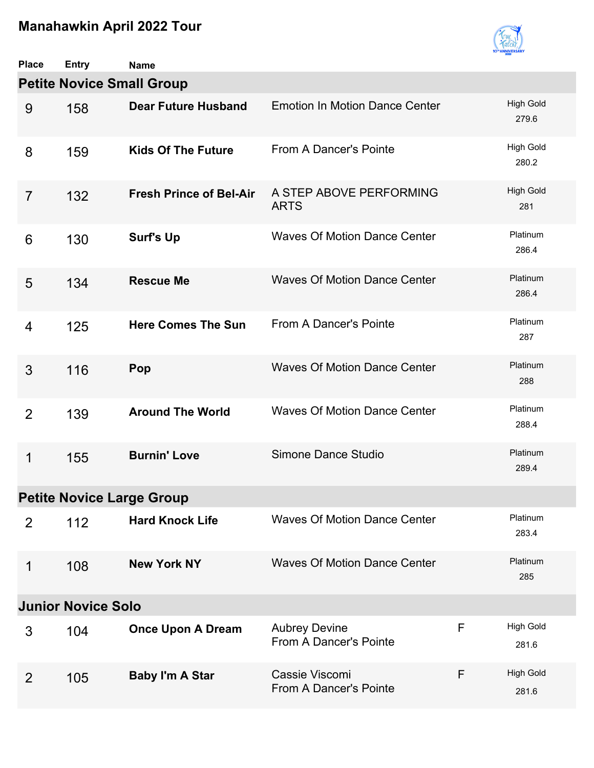# Manahawkin April 2022 Tour

| Place | Entry | Name | | | |
|---|---|---|---|---|---|
| **Petite Novice Small Group** | | | | | |
| 9 | 158 | **Dear Future Husband** | Emotion In Motion Dance Center | | High Gold 279.6 |
| 8 | 159 | **Kids Of The Future** | From A Dancer's Pointe | | High Gold 280.2 |
| 7 | 132 | **Fresh Prince of Bel-Air** | A STEP ABOVE PERFORMING ARTS | | High Gold 281 |
| 6 | 130 | **Surf's Up** | Waves Of Motion Dance Center | | Platinum 286.4 |
| 5 | 134 | **Rescue Me** | Waves Of Motion Dance Center | | Platinum 286.4 |
| 4 | 125 | **Here Comes The Sun** | From A Dancer's Pointe | | Platinum 287 |
| 3 | 116 | **Pop** | Waves Of Motion Dance Center | | Platinum 288 |
| 2 | 139 | **Around The World** | Waves Of Motion Dance Center | | Platinum 288.4 |
| 1 | 155 | **Burnin' Love** | Simone Dance Studio | | Platinum 289.4 |
| **Petite Novice Large Group** | | | | | |
| 2 | 112 | **Hard Knock Life** | Waves Of Motion Dance Center | | Platinum 283.4 |
| 1 | 108 | **New York NY** | Waves Of Motion Dance Center | | Platinum 285 |
| **Junior Novice Solo** | | | | | |
| 3 | 104 | **Once Upon A Dream** | Aubrey Devine From A Dancer's Pointe | F | High Gold 281.6 |
| 2 | 105 | **Baby I'm A Star** | Cassie Viscomi From A Dancer's Pointe | F | High Gold 281.6 |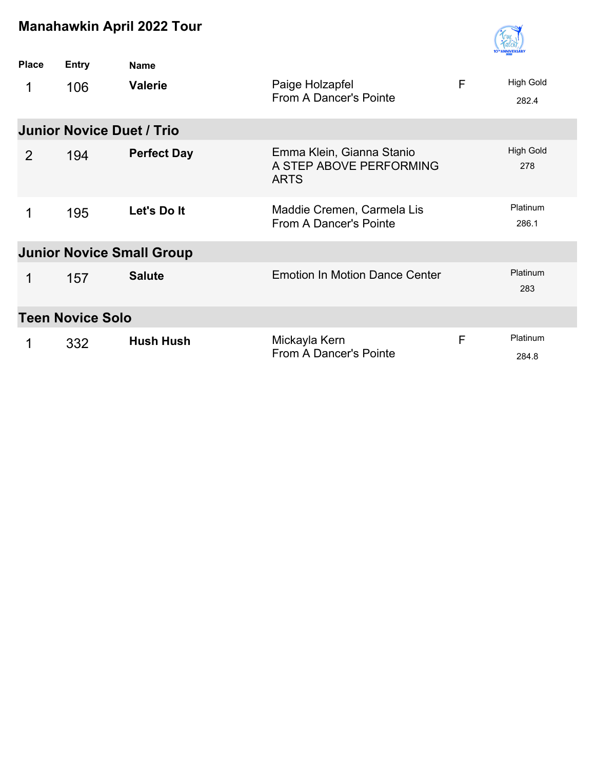# Manahawkin April 2022 Tour

| Place | Entry | Name | | | |
|---|---|---|---|---|---|
| 1 | 106 | **Valerie** | Paige Holzapfel<br>From A Dancer's Pointe | F | High Gold<br>282.4 |

## Junior Novice Duet / Trio

| | | | | | |
|---|---|---|---|---|---|
| 2 | 194 | **Perfect Day** | Emma Klein, Gianna Stanio<br>A STEP ABOVE PERFORMING ARTS | | High Gold<br>278 |
| 1 | 195 | **Let's Do It** | Maddie Cremen, Carmela Lis<br>From A Dancer's Pointe | | Platinum<br>286.1 |

## Junior Novice Small Group

| | | | | | |
|---|---|---|---|---|---|
| 1 | 157 | **Salute** | Emotion In Motion Dance Center | | Platinum<br>283 |

## Teen Novice Solo

| | | | | | |
|---|---|---|---|---|---|
| 1 | 332 | **Hush Hush** | Mickayla Kern<br>From A Dancer's Pointe | F | Platinum<br>284.8 |